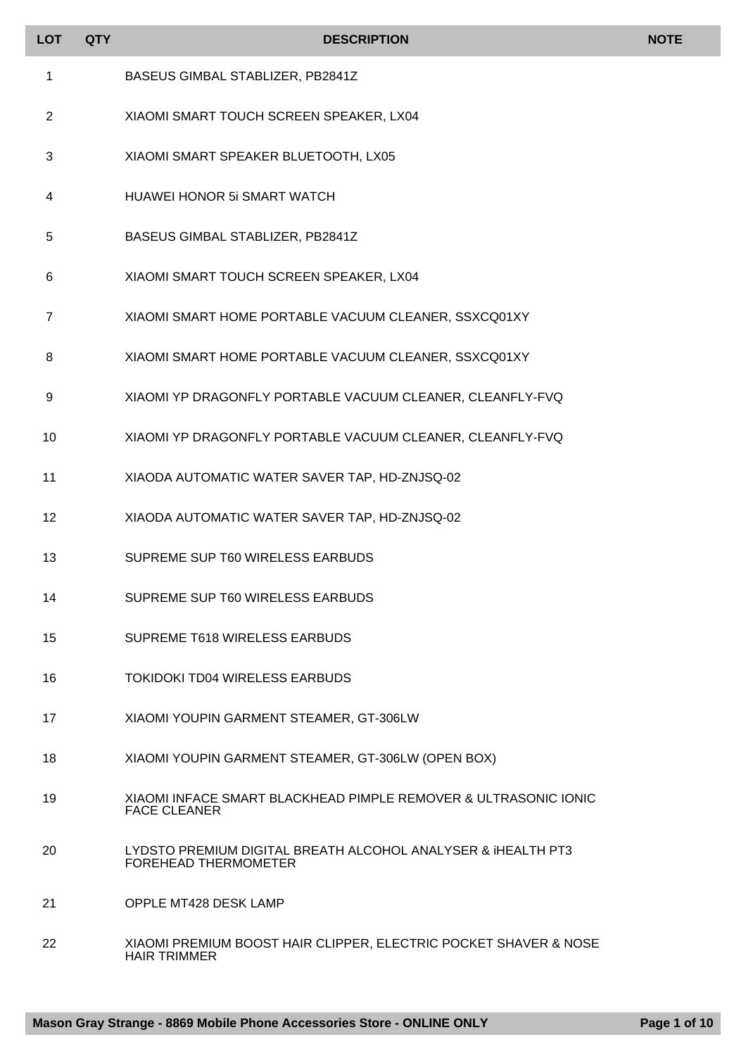| LOT | QTY | DESCRIPTION | NOTE |
|---|---|---|---|
| 1 | | BASEUS GIMBAL STABLIZER, PB2841Z | |
| 2 | | XIAOMI SMART TOUCH SCREEN SPEAKER, LX04 | |
| 3 | | XIAOMI SMART SPEAKER BLUETOOTH, LX05 | |
| 4 | | HUAWEI HONOR 5i SMART WATCH | |
| 5 | | BASEUS GIMBAL STABLIZER, PB2841Z | |
| 6 | | XIAOMI SMART TOUCH SCREEN SPEAKER, LX04 | |
| 7 | | XIAOMI SMART HOME PORTABLE VACUUM CLEANER, SSXCQ01XY | |
| 8 | | XIAOMI SMART HOME PORTABLE VACUUM CLEANER, SSXCQ01XY | |
| 9 | | XIAOMI YP DRAGONFLY PORTABLE VACUUM CLEANER, CLEANFLY-FVQ | |
| 10 | | XIAOMI YP DRAGONFLY PORTABLE VACUUM CLEANER, CLEANFLY-FVQ | |
| 11 | | XIAODA AUTOMATIC WATER SAVER TAP, HD-ZNJSQ-02 | |
| 12 | | XIAODA AUTOMATIC WATER SAVER TAP, HD-ZNJSQ-02 | |
| 13 | | SUPREME SUP T60 WIRELESS EARBUDS | |
| 14 | | SUPREME SUP T60 WIRELESS EARBUDS | |
| 15 | | SUPREME T618 WIRELESS EARBUDS | |
| 16 | | TOKIDOKI TD04 WIRELESS EARBUDS | |
| 17 | | XIAOMI YOUPIN GARMENT STEAMER, GT-306LW | |
| 18 | | XIAOMI YOUPIN GARMENT STEAMER, GT-306LW (OPEN BOX) | |
| 19 | | XIAOMI INFACE SMART BLACKHEAD PIMPLE REMOVER & ULTRASONIC IONIC FACE CLEANER | |
| 20 | | LYDSTO PREMIUM DIGITAL BREATH ALCOHOL ANALYSER & iHEALTH PT3 FOREHEAD THERMOMETER | |
| 21 | | OPPLE MT428 DESK LAMP | |
| 22 | | XIAOMI PREMIUM BOOST HAIR CLIPPER, ELECTRIC POCKET SHAVER & NOSE HAIR TRIMMER | |

**Mason Gray Strange - 8869 Mobile Phone Accessories Store - ONLINE ONLY**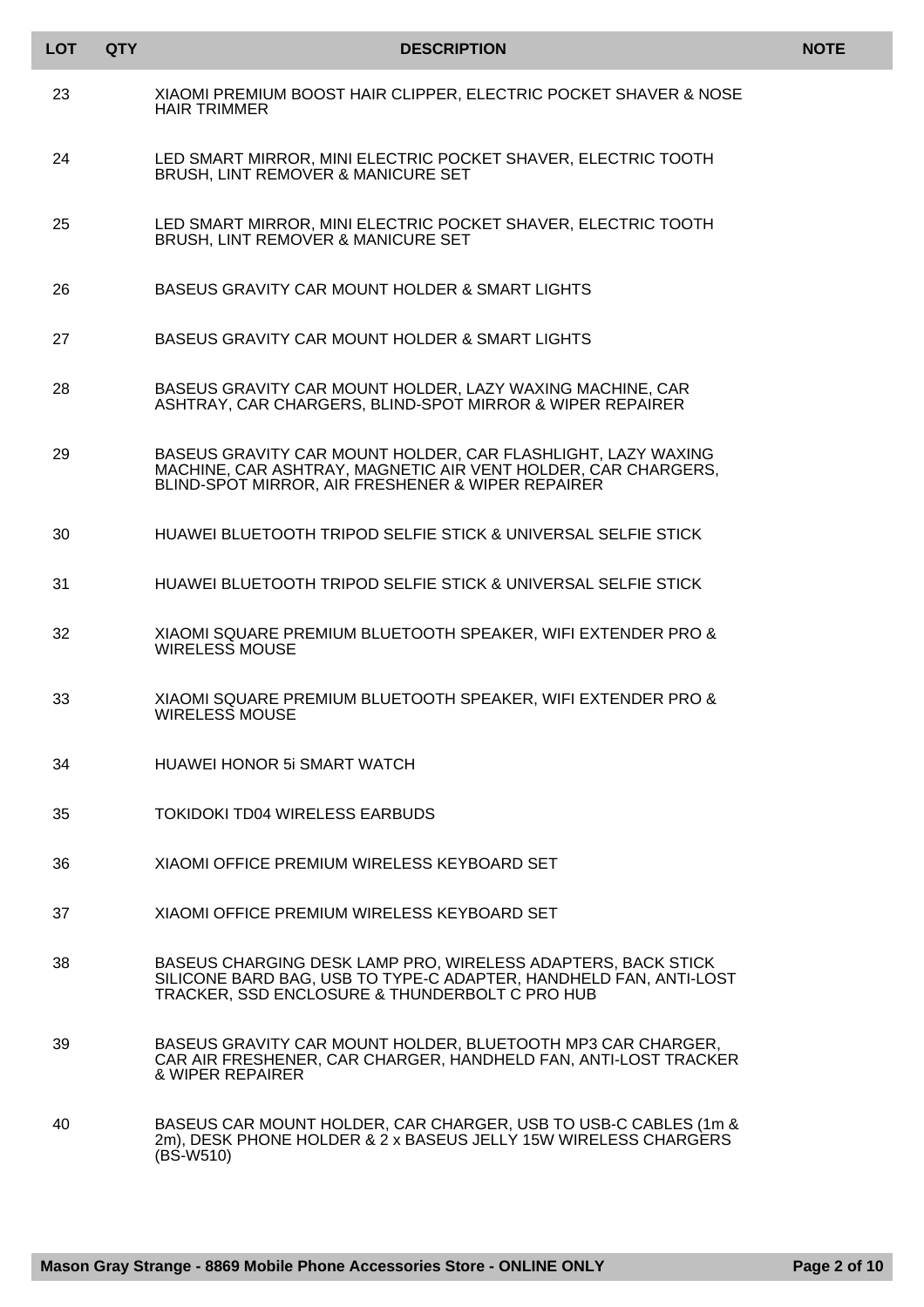| LOT | QTY | DESCRIPTION | NOTE |
|---|---|---|---|
| 23 | | XIAOMI PREMIUM BOOST HAIR CLIPPER, ELECTRIC POCKET SHAVER & NOSE HAIR TRIMMER | |
| 24 | | LED SMART MIRROR, MINI ELECTRIC POCKET SHAVER, ELECTRIC TOOTH BRUSH, LINT REMOVER & MANICURE SET | |
| 25 | | LED SMART MIRROR, MINI ELECTRIC POCKET SHAVER, ELECTRIC TOOTH BRUSH, LINT REMOVER & MANICURE SET | |
| 26 | | BASEUS GRAVITY CAR MOUNT HOLDER & SMART LIGHTS | |
| 27 | | BASEUS GRAVITY CAR MOUNT HOLDER & SMART LIGHTS | |
| 28 | | BASEUS GRAVITY CAR MOUNT HOLDER, LAZY WAXING MACHINE, CAR ASHTRAY, CAR CHARGERS, BLIND-SPOT MIRROR & WIPER REPAIRER | |
| 29 | | BASEUS GRAVITY CAR MOUNT HOLDER, CAR FLASHLIGHT, LAZY WAXING MACHINE, CAR ASHTRAY, MAGNETIC AIR VENT HOLDER, CAR CHARGERS, BLIND-SPOT MIRROR, AIR FRESHENER & WIPER REPAIRER | |
| 30 | | HUAWEI BLUETOOTH TRIPOD SELFIE STICK & UNIVERSAL SELFIE STICK | |
| 31 | | HUAWEI BLUETOOTH TRIPOD SELFIE STICK & UNIVERSAL SELFIE STICK | |
| 32 | | XIAOMI SQUARE PREMIUM BLUETOOTH SPEAKER, WIFI EXTENDER PRO & WIRELESS MOUSE | |
| 33 | | XIAOMI SQUARE PREMIUM BLUETOOTH SPEAKER, WIFI EXTENDER PRO & WIRELESS MOUSE | |
| 34 | | HUAWEI HONOR 5i SMART WATCH | |
| 35 | | TOKIDOKI TD04 WIRELESS EARBUDS | |
| 36 | | XIAOMI OFFICE PREMIUM WIRELESS KEYBOARD SET | |
| 37 | | XIAOMI OFFICE PREMIUM WIRELESS KEYBOARD SET | |
| 38 | | BASEUS CHARGING DESK LAMP PRO, WIRELESS ADAPTERS, BACK STICK SILICONE BARD BAG, USB TO TYPE-C ADAPTER, HANDHELD FAN, ANTI-LOST TRACKER, SSD ENCLOSURE & THUNDERBOLT C PRO HUB | |
| 39 | | BASEUS GRAVITY CAR MOUNT HOLDER, BLUETOOTH MP3 CAR CHARGER, CAR AIR FRESHENER, CAR CHARGER, HANDHELD FAN, ANTI-LOST TRACKER & WIPER REPAIRER | |
| 40 | | BASEUS CAR MOUNT HOLDER, CAR CHARGER, USB TO USB-C CABLES (1m & 2m), DESK PHONE HOLDER & 2 x BASEUS JELLY 15W WIRELESS CHARGERS (BS-W510) | |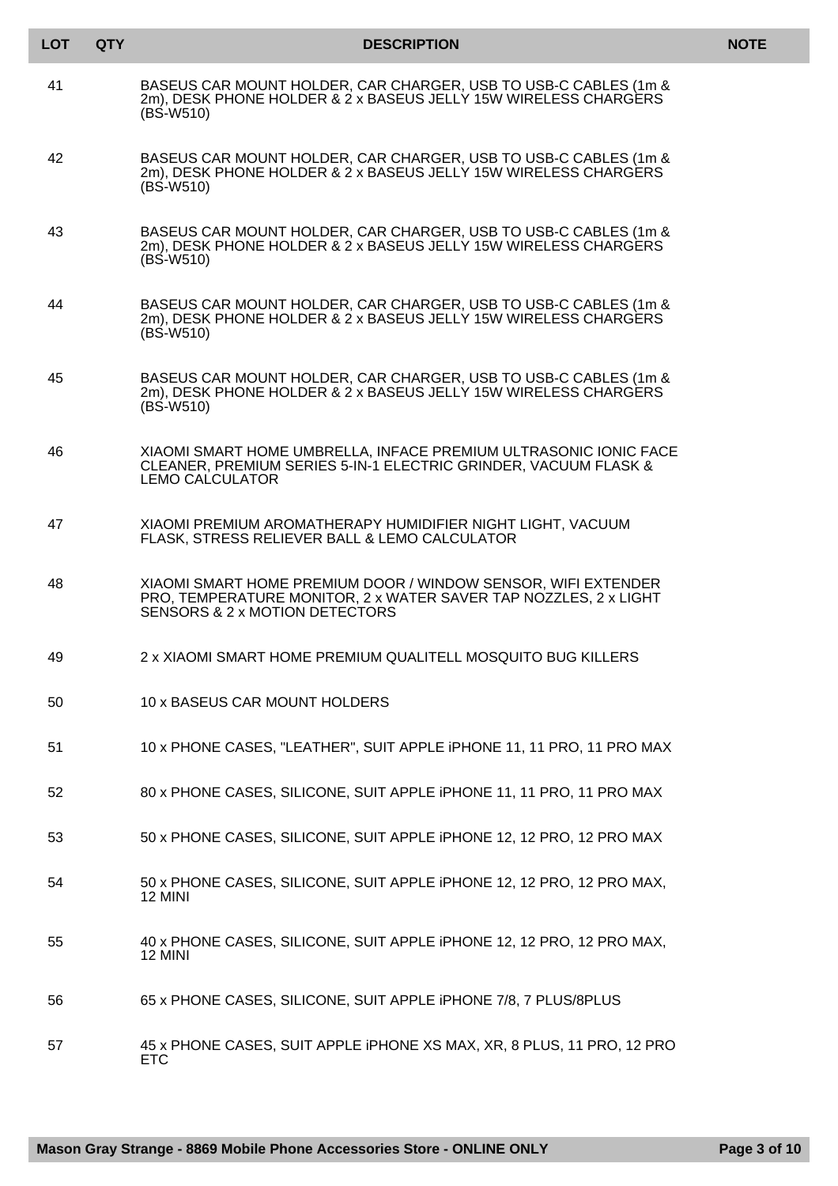| LOT | QTY | DESCRIPTION | NOTE |
|---|---|---|---|
| 41 | | BASEUS CAR MOUNT HOLDER, CAR CHARGER, USB TO USB-C CABLES (1m & 2m), DESK PHONE HOLDER & 2 x BASEUS JELLY 15W WIRELESS CHARGERS (BS-W510) | |
| 42 | | BASEUS CAR MOUNT HOLDER, CAR CHARGER, USB TO USB-C CABLES (1m & 2m), DESK PHONE HOLDER & 2 x BASEUS JELLY 15W WIRELESS CHARGERS (BS-W510) | |
| 43 | | BASEUS CAR MOUNT HOLDER, CAR CHARGER, USB TO USB-C CABLES (1m & 2m), DESK PHONE HOLDER & 2 x BASEUS JELLY 15W WIRELESS CHARGERS (BS-W510) | |
| 44 | | BASEUS CAR MOUNT HOLDER, CAR CHARGER, USB TO USB-C CABLES (1m & 2m), DESK PHONE HOLDER & 2 x BASEUS JELLY 15W WIRELESS CHARGERS (BS-W510) | |
| 45 | | BASEUS CAR MOUNT HOLDER, CAR CHARGER, USB TO USB-C CABLES (1m & 2m), DESK PHONE HOLDER & 2 x BASEUS JELLY 15W WIRELESS CHARGERS (BS-W510) | |
| 46 | | XIAOMI SMART HOME UMBRELLA, INFACE PREMIUM ULTRASONIC IONIC FACE CLEANER, PREMIUM SERIES 5-IN-1 ELECTRIC GRINDER, VACUUM FLASK & LEMO CALCULATOR | |
| 47 | | XIAOMI PREMIUM AROMATHERAPY HUMIDIFIER NIGHT LIGHT, VACUUM FLASK, STRESS RELIEVER BALL & LEMO CALCULATOR | |
| 48 | | XIAOMI SMART HOME PREMIUM DOOR / WINDOW SENSOR, WIFI EXTENDER PRO, TEMPERATURE MONITOR, 2 x WATER SAVER TAP NOZZLES, 2 x LIGHT SENSORS & 2 x MOTION DETECTORS | |
| 49 | | 2 x XIAOMI SMART HOME PREMIUM QUALITELL MOSQUITO BUG KILLERS | |
| 50 | | 10 x BASEUS CAR MOUNT HOLDERS | |
| 51 | | 10 x PHONE CASES, "LEATHER", SUIT APPLE iPHONE 11, 11 PRO, 11 PRO MAX | |
| 52 | | 80 x PHONE CASES, SILICONE, SUIT APPLE iPHONE 11, 11 PRO, 11 PRO MAX | |
| 53 | | 50 x PHONE CASES, SILICONE, SUIT APPLE iPHONE 12, 12 PRO, 12 PRO MAX | |
| 54 | | 50 x PHONE CASES, SILICONE, SUIT APPLE iPHONE 12, 12 PRO, 12 PRO MAX, 12 MINI | |
| 55 | | 40 x PHONE CASES, SILICONE, SUIT APPLE iPHONE 12, 12 PRO, 12 PRO MAX, 12 MINI | |
| 56 | | 65 x PHONE CASES, SILICONE, SUIT APPLE iPHONE 7/8, 7 PLUS/8PLUS | |
| 57 | | 45 x PHONE CASES, SUIT APPLE iPHONE XS MAX, XR, 8 PLUS, 11 PRO, 12 PRO ETC | |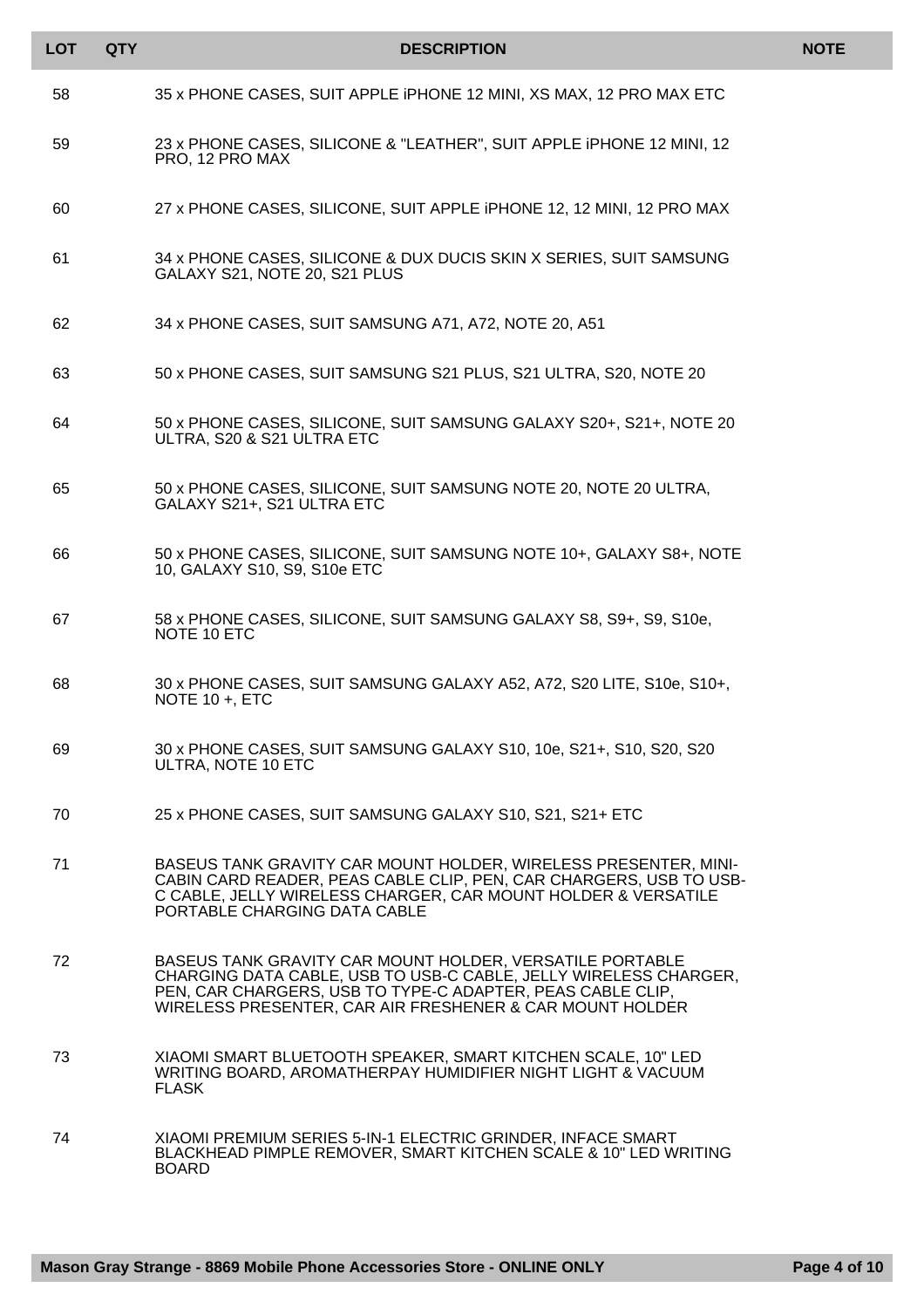| LOT | QTY | DESCRIPTION | NOTE |
|---|---|---|---|
| 58 | | 35 x PHONE CASES, SUIT APPLE iPHONE 12 MINI, XS MAX, 12 PRO MAX ETC | |
| 59 | | 23 x PHONE CASES, SILICONE & "LEATHER", SUIT APPLE iPHONE 12 MINI, 12 PRO, 12 PRO MAX | |
| 60 | | 27 x PHONE CASES, SILICONE, SUIT APPLE iPHONE 12, 12 MINI, 12 PRO MAX | |
| 61 | | 34 x PHONE CASES, SILICONE & DUX DUCIS SKIN X SERIES, SUIT SAMSUNG GALAXY S21, NOTE 20, S21 PLUS | |
| 62 | | 34 x PHONE CASES, SUIT SAMSUNG A71, A72, NOTE 20, A51 | |
| 63 | | 50 x PHONE CASES, SUIT SAMSUNG S21 PLUS, S21 ULTRA, S20, NOTE 20 | |
| 64 | | 50 x PHONE CASES, SILICONE, SUIT SAMSUNG GALAXY S20+, S21+, NOTE 20 ULTRA, S20 & S21 ULTRA ETC | |
| 65 | | 50 x PHONE CASES, SILICONE, SUIT SAMSUNG NOTE 20, NOTE 20 ULTRA, GALAXY S21+, S21 ULTRA ETC | |
| 66 | | 50 x PHONE CASES, SILICONE, SUIT SAMSUNG NOTE 10+, GALAXY S8+, NOTE 10, GALAXY S10, S9, S10e ETC | |
| 67 | | 58 x PHONE CASES, SILICONE, SUIT SAMSUNG GALAXY S8, S9+, S9, S10e, NOTE 10 ETC | |
| 68 | | 30 x PHONE CASES, SUIT SAMSUNG GALAXY A52, A72, S20 LITE, S10e, S10+, NOTE 10 +, ETC | |
| 69 | | 30 x PHONE CASES, SUIT SAMSUNG GALAXY S10, 10e, S21+, S10, S20, S20 ULTRA, NOTE 10 ETC | |
| 70 | | 25 x PHONE CASES, SUIT SAMSUNG GALAXY S10, S21, S21+ ETC | |
| 71 | | BASEUS TANK GRAVITY CAR MOUNT HOLDER, WIRELESS PRESENTER, MINI-CABIN CARD READER, PEAS CABLE CLIP, PEN, CAR CHARGERS, USB TO USB-C CABLE, JELLY WIRELESS CHARGER, CAR MOUNT HOLDER & VERSATILE PORTABLE CHARGING DATA CABLE | |
| 72 | | BASEUS TANK GRAVITY CAR MOUNT HOLDER, VERSATILE PORTABLE CHARGING DATA CABLE, USB TO USB-C CABLE, JELLY WIRELESS CHARGER, PEN, CAR CHARGERS, USB TO TYPE-C ADAPTER, PEAS CABLE CLIP, WIRELESS PRESENTER, CAR AIR FRESHENER & CAR MOUNT HOLDER | |
| 73 | | XIAOMI SMART BLUETOOTH SPEAKER, SMART KITCHEN SCALE, 10" LED WRITING BOARD, AROMATHERPAY HUMIDIFIER NIGHT LIGHT & VACUUM FLASK | |
| 74 | | XIAOMI PREMIUM SERIES 5-IN-1 ELECTRIC GRINDER, INFACE SMART BLACKHEAD PIMPLE REMOVER, SMART KITCHEN SCALE & 10" LED WRITING BOARD | |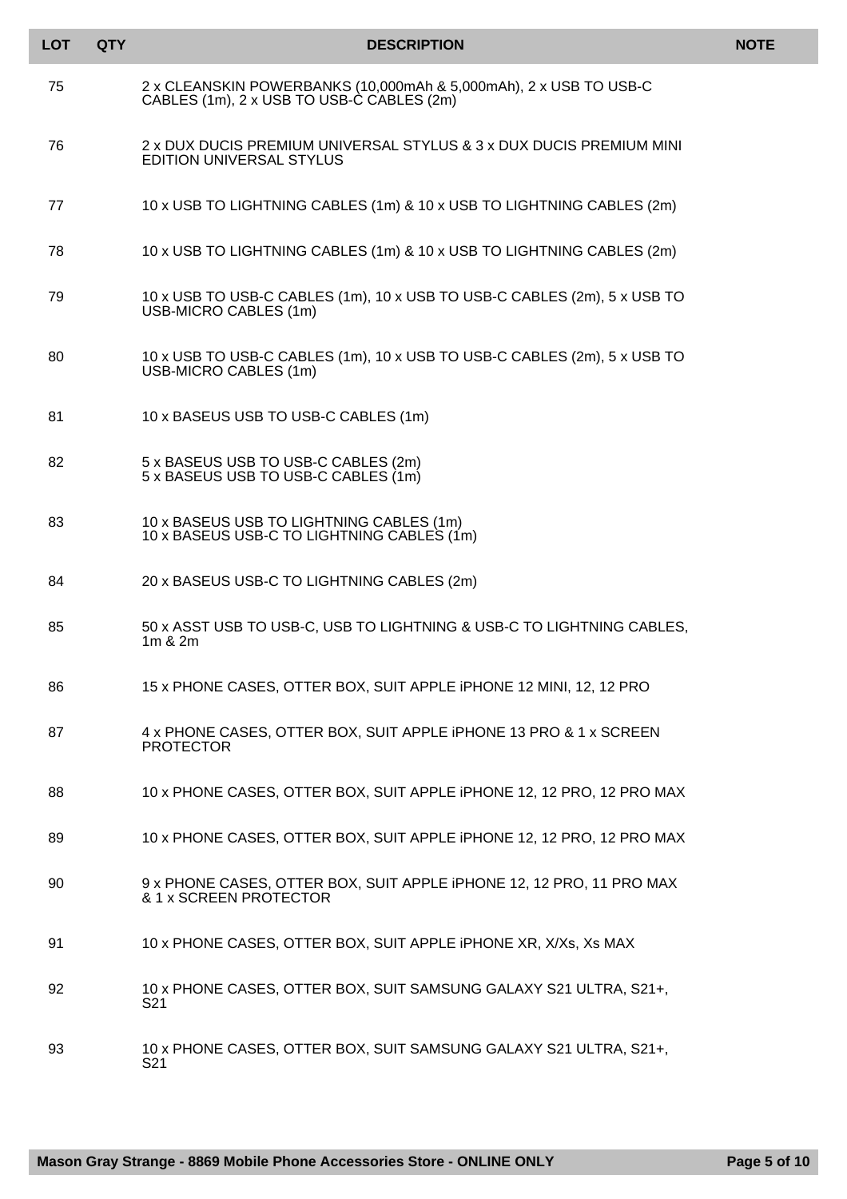| LOT | QTY | DESCRIPTION | NOTE |
|---|---|---|---|
| 75 | | 2 x CLEANSKIN POWERBANKS (10,000mAh & 5,000mAh), 2 x USB TO USB-C CABLES (1m), 2 x USB TO USB-C CABLES (2m) | |
| 76 | | 2 x DUX DUCIS PREMIUM UNIVERSAL STYLUS & 3 x DUX DUCIS PREMIUM MINI EDITION UNIVERSAL STYLUS | |
| 77 | | 10 x USB TO LIGHTNING CABLES (1m) & 10 x USB TO LIGHTNING CABLES (2m) | |
| 78 | | 10 x USB TO LIGHTNING CABLES (1m) & 10 x USB TO LIGHTNING CABLES (2m) | |
| 79 | | 10 x USB TO USB-C CABLES (1m), 10 x USB TO USB-C CABLES (2m), 5 x USB TO USB-MICRO CABLES (1m) | |
| 80 | | 10 x USB TO USB-C CABLES (1m), 10 x USB TO USB-C CABLES (2m), 5 x USB TO USB-MICRO CABLES (1m) | |
| 81 | | 10 x BASEUS USB TO USB-C CABLES (1m) | |
| 82 | | 5 x BASEUS USB TO USB-C CABLES (2m)<br>5 x BASEUS USB TO USB-C CABLES (1m) | |
| 83 | | 10 x BASEUS USB TO LIGHTNING CABLES (1m)<br>10 x BASEUS USB-C TO LIGHTNING CABLES (1m) | |
| 84 | | 20 x BASEUS USB-C TO LIGHTNING CABLES (2m) | |
| 85 | | 50 x ASST USB TO USB-C, USB TO LIGHTNING & USB-C TO LIGHTNING CABLES, 1m & 2m | |
| 86 | | 15 x PHONE CASES, OTTER BOX, SUIT APPLE iPHONE 12 MINI, 12, 12 PRO | |
| 87 | | 4 x PHONE CASES, OTTER BOX, SUIT APPLE iPHONE 13 PRO & 1 x SCREEN PROTECTOR | |
| 88 | | 10 x PHONE CASES, OTTER BOX, SUIT APPLE iPHONE 12, 12 PRO, 12 PRO MAX | |
| 89 | | 10 x PHONE CASES, OTTER BOX, SUIT APPLE iPHONE 12, 12 PRO, 12 PRO MAX | |
| 90 | | 9 x PHONE CASES, OTTER BOX, SUIT APPLE iPHONE 12, 12 PRO, 11 PRO MAX & 1 x SCREEN PROTECTOR | |
| 91 | | 10 x PHONE CASES, OTTER BOX, SUIT APPLE iPHONE XR, X/Xs, Xs MAX | |
| 92 | | 10 x PHONE CASES, OTTER BOX, SUIT SAMSUNG GALAXY S21 ULTRA, S21+, S21 | |
| 93 | | 10 x PHONE CASES, OTTER BOX, SUIT SAMSUNG GALAXY S21 ULTRA, S21+, S21 | |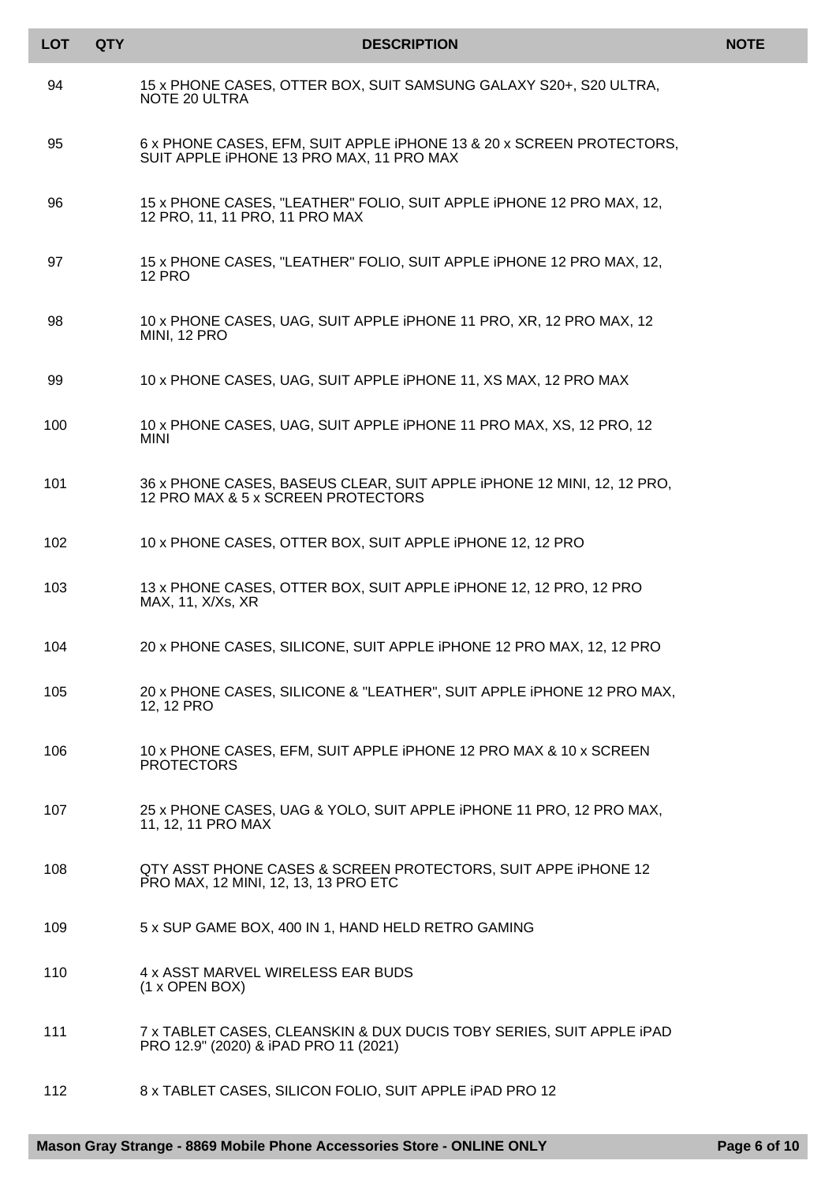| LOT | QTY | DESCRIPTION | NOTE |
|---|---|---|---|
| 94 | | 15 x PHONE CASES, OTTER BOX, SUIT SAMSUNG GALAXY S20+, S20 ULTRA, NOTE 20 ULTRA | |
| 95 | | 6 x PHONE CASES, EFM, SUIT APPLE iPHONE 13 & 20 x SCREEN PROTECTORS, SUIT APPLE iPHONE 13 PRO MAX, 11 PRO MAX | |
| 96 | | 15 x PHONE CASES, "LEATHER" FOLIO, SUIT APPLE iPHONE 12 PRO MAX, 12, 12 PRO, 11, 11 PRO, 11 PRO MAX | |
| 97 | | 15 x PHONE CASES, "LEATHER" FOLIO, SUIT APPLE iPHONE 12 PRO MAX, 12, 12 PRO | |
| 98 | | 10 x PHONE CASES, UAG, SUIT APPLE iPHONE 11 PRO, XR, 12 PRO MAX, 12 MINI, 12 PRO | |
| 99 | | 10 x PHONE CASES, UAG, SUIT APPLE iPHONE 11, XS MAX, 12 PRO MAX | |
| 100 | | 10 x PHONE CASES, UAG, SUIT APPLE iPHONE 11 PRO MAX, XS, 12 PRO, 12 MINI | |
| 101 | | 36 x PHONE CASES, BASEUS CLEAR, SUIT APPLE iPHONE 12 MINI, 12, 12 PRO, 12 PRO MAX & 5 x SCREEN PROTECTORS | |
| 102 | | 10 x PHONE CASES, OTTER BOX, SUIT APPLE iPHONE 12, 12 PRO | |
| 103 | | 13 x PHONE CASES, OTTER BOX, SUIT APPLE iPHONE 12, 12 PRO, 12 PRO MAX, 11, X/Xs, XR | |
| 104 | | 20 x PHONE CASES, SILICONE, SUIT APPLE iPHONE 12 PRO MAX, 12, 12 PRO | |
| 105 | | 20 x PHONE CASES, SILICONE & "LEATHER", SUIT APPLE iPHONE 12 PRO MAX, 12, 12 PRO | |
| 106 | | 10 x PHONE CASES, EFM, SUIT APPLE iPHONE 12 PRO MAX & 10 x SCREEN PROTECTORS | |
| 107 | | 25 x PHONE CASES, UAG & YOLO, SUIT APPLE iPHONE 11 PRO, 12 PRO MAX, 11, 12, 11 PRO MAX | |
| 108 | | QTY ASST PHONE CASES & SCREEN PROTECTORS, SUIT APPE iPHONE 12 PRO MAX, 12 MINI, 12, 13, 13 PRO ETC | |
| 109 | | 5 x SUP GAME BOX, 400 IN 1, HAND HELD RETRO GAMING | |
| 110 | | 4 x ASST MARVEL WIRELESS EAR BUDS (1 x OPEN BOX) | |
| 111 | | 7 x TABLET CASES, CLEANSKIN & DUX DUCIS TOBY SERIES, SUIT APPLE iPAD PRO 12.9" (2020) & iPAD PRO 11 (2021) | |
| 112 | | 8 x TABLET CASES, SILICON FOLIO, SUIT APPLE iPAD PRO 12 | |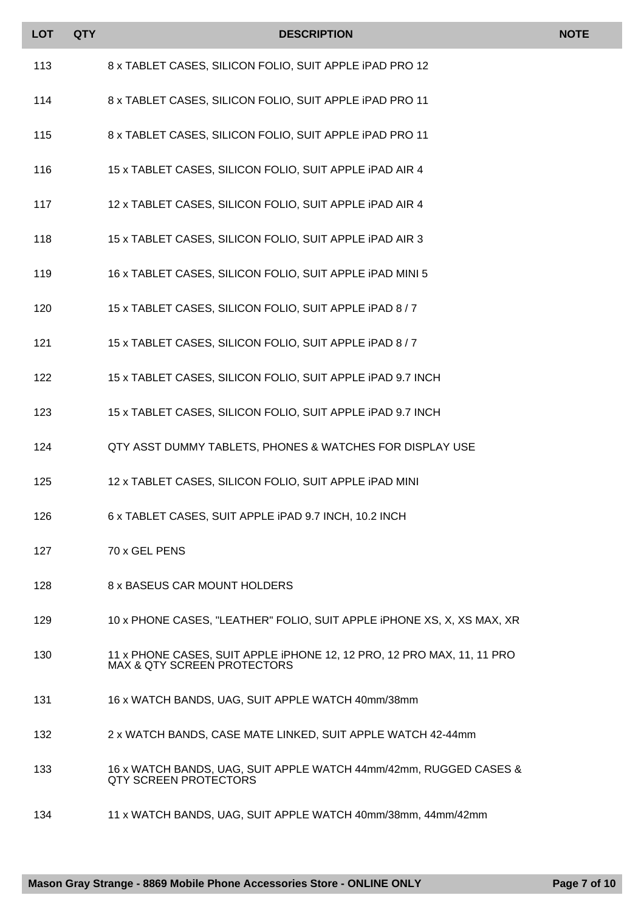| LOT | QTY | DESCRIPTION | NOTE |
|---|---|---|---|
| 113 | | 8 x TABLET CASES, SILICON FOLIO, SUIT APPLE iPAD PRO 12 | |
| 114 | | 8 x TABLET CASES, SILICON FOLIO, SUIT APPLE iPAD PRO 11 | |
| 115 | | 8 x TABLET CASES, SILICON FOLIO, SUIT APPLE iPAD PRO 11 | |
| 116 | | 15 x TABLET CASES, SILICON FOLIO, SUIT APPLE iPAD AIR 4 | |
| 117 | | 12 x TABLET CASES, SILICON FOLIO, SUIT APPLE iPAD AIR 4 | |
| 118 | | 15 x TABLET CASES, SILICON FOLIO, SUIT APPLE iPAD AIR 3 | |
| 119 | | 16 x TABLET CASES, SILICON FOLIO, SUIT APPLE iPAD MINI 5 | |
| 120 | | 15 x TABLET CASES, SILICON FOLIO, SUIT APPLE iPAD 8 / 7 | |
| 121 | | 15 x TABLET CASES, SILICON FOLIO, SUIT APPLE iPAD 8 / 7 | |
| 122 | | 15 x TABLET CASES, SILICON FOLIO, SUIT APPLE iPAD 9.7 INCH | |
| 123 | | 15 x TABLET CASES, SILICON FOLIO, SUIT APPLE iPAD 9.7 INCH | |
| 124 | | QTY ASST DUMMY TABLETS, PHONES & WATCHES FOR DISPLAY USE | |
| 125 | | 12 x TABLET CASES, SILICON FOLIO, SUIT APPLE iPAD MINI | |
| 126 | | 6 x TABLET CASES, SUIT APPLE iPAD 9.7 INCH, 10.2 INCH | |
| 127 | | 70 x GEL PENS | |
| 128 | | 8 x BASEUS CAR MOUNT HOLDERS | |
| 129 | | 10 x PHONE CASES, "LEATHER" FOLIO, SUIT APPLE iPHONE XS, X, XS MAX, XR | |
| 130 | | 11 x PHONE CASES, SUIT APPLE iPHONE 12, 12 PRO, 12 PRO MAX, 11, 11 PRO MAX & QTY SCREEN PROTECTORS | |
| 131 | | 16 x WATCH BANDS, UAG, SUIT APPLE WATCH 40mm/38mm | |
| 132 | | 2 x WATCH BANDS, CASE MATE LINKED, SUIT APPLE WATCH 42-44mm | |
| 133 | | 16 x WATCH BANDS, UAG, SUIT APPLE WATCH 44mm/42mm, RUGGED CASES & QTY SCREEN PROTECTORS | |
| 134 | | 11 x WATCH BANDS, UAG, SUIT APPLE WATCH 40mm/38mm, 44mm/42mm | |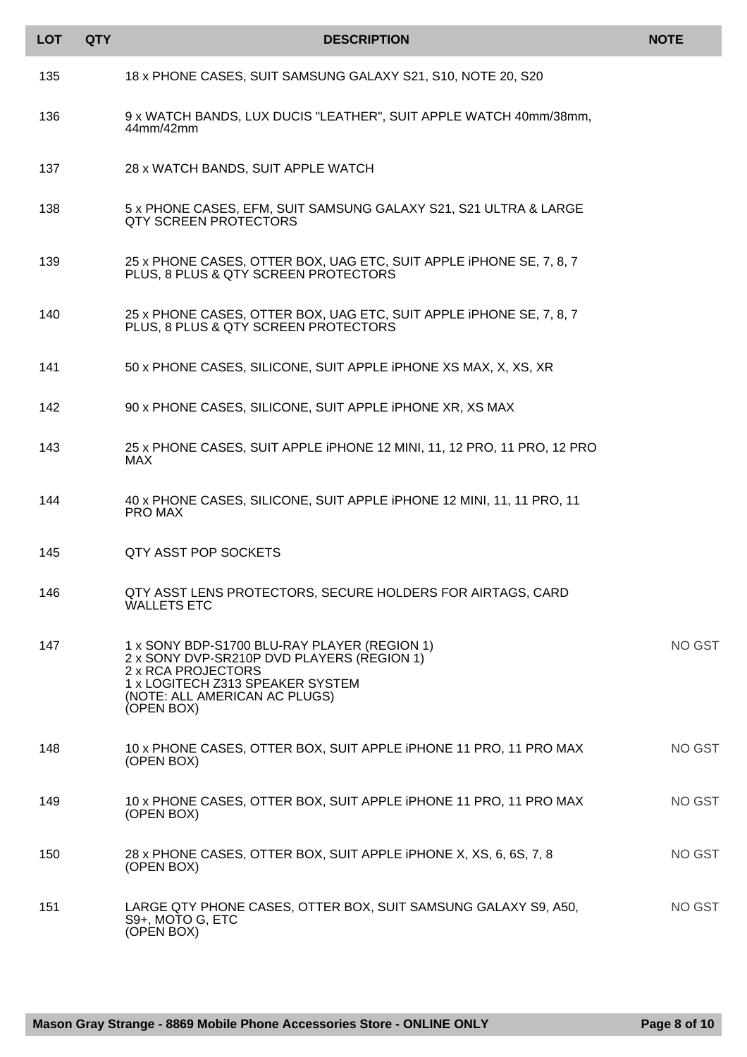| LOT | QTY | DESCRIPTION | NOTE |
|---|---|---|---|
| 135 | | 18 x PHONE CASES, SUIT SAMSUNG GALAXY S21, S10, NOTE 20, S20 | |
| 136 | | 9 x WATCH BANDS, LUX DUCIS "LEATHER", SUIT APPLE WATCH 40mm/38mm, 44mm/42mm | |
| 137 | | 28 x WATCH BANDS, SUIT APPLE WATCH | |
| 138 | | 5 x PHONE CASES, EFM, SUIT SAMSUNG GALAXY S21, S21 ULTRA & LARGE QTY SCREEN PROTECTORS | |
| 139 | | 25 x PHONE CASES, OTTER BOX, UAG ETC, SUIT APPLE iPHONE SE, 7, 8, 7 PLUS, 8 PLUS & QTY SCREEN PROTECTORS | |
| 140 | | 25 x PHONE CASES, OTTER BOX, UAG ETC, SUIT APPLE iPHONE SE, 7, 8, 7 PLUS, 8 PLUS & QTY SCREEN PROTECTORS | |
| 141 | | 50 x PHONE CASES, SILICONE, SUIT APPLE iPHONE XS MAX, X, XS, XR | |
| 142 | | 90 x PHONE CASES, SILICONE, SUIT APPLE iPHONE XR, XS MAX | |
| 143 | | 25 x PHONE CASES, SUIT APPLE iPHONE 12 MINI, 11, 12 PRO, 11 PRO, 12 PRO MAX | |
| 144 | | 40 x PHONE CASES, SILICONE, SUIT APPLE iPHONE 12 MINI, 11, 11 PRO, 11 PRO MAX | |
| 145 | | QTY ASST POP SOCKETS | |
| 146 | | QTY ASST LENS PROTECTORS, SECURE HOLDERS FOR AIRTAGS, CARD WALLETS ETC | |
| 147 | | 1 x SONY BDP-S1700 BLU-RAY PLAYER (REGION 1)<br>2 x SONY DVP-SR210P DVD PLAYERS (REGION 1)<br>2 x RCA PROJECTORS<br>1 x LOGITECH Z313 SPEAKER SYSTEM<br>(NOTE: ALL AMERICAN AC PLUGS)<br>(OPEN BOX) | NO GST |
| 148 | | 10 x PHONE CASES, OTTER BOX, SUIT APPLE iPHONE 11 PRO, 11 PRO MAX (OPEN BOX) | NO GST |
| 149 | | 10 x PHONE CASES, OTTER BOX, SUIT APPLE iPHONE 11 PRO, 11 PRO MAX (OPEN BOX) | NO GST |
| 150 | | 28 x PHONE CASES, OTTER BOX, SUIT APPLE iPHONE X, XS, 6, 6S, 7, 8 (OPEN BOX) | NO GST |
| 151 | | LARGE QTY PHONE CASES, OTTER BOX, SUIT SAMSUNG GALAXY S9, A50, S9+, MOTO G, ETC (OPEN BOX) | NO GST |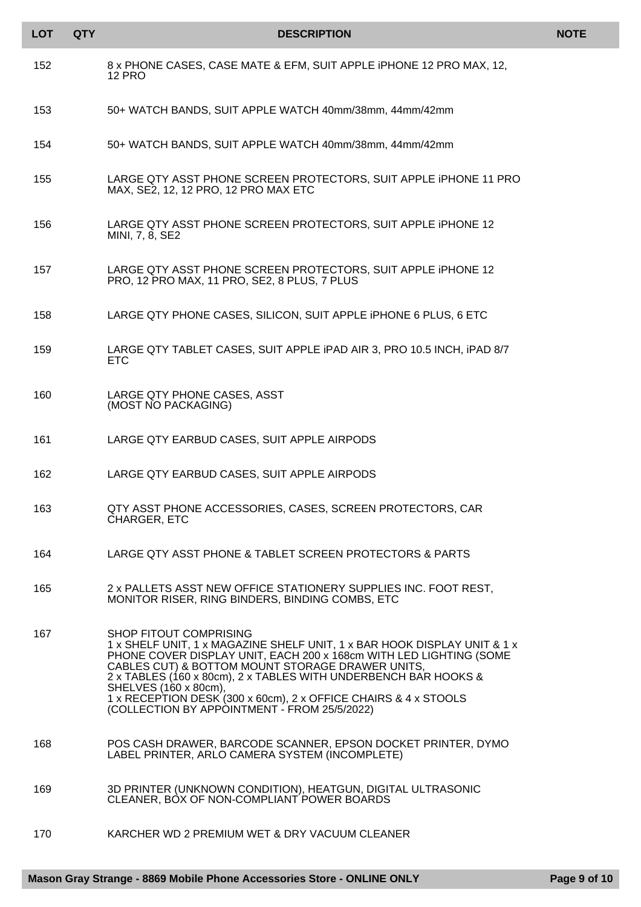| LOT | QTY | DESCRIPTION | NOTE |
|---|---|---|---|
| 152 | | 8 x PHONE CASES, CASE MATE & EFM, SUIT APPLE iPHONE 12 PRO MAX, 12, 12 PRO | |
| 153 | | 50+ WATCH BANDS, SUIT APPLE WATCH 40mm/38mm, 44mm/42mm | |
| 154 | | 50+ WATCH BANDS, SUIT APPLE WATCH 40mm/38mm, 44mm/42mm | |
| 155 | | LARGE QTY ASST PHONE SCREEN PROTECTORS, SUIT APPLE iPHONE 11 PRO MAX, SE2, 12, 12 PRO, 12 PRO MAX ETC | |
| 156 | | LARGE QTY ASST PHONE SCREEN PROTECTORS, SUIT APPLE iPHONE 12 MINI, 7, 8, SE2 | |
| 157 | | LARGE QTY ASST PHONE SCREEN PROTECTORS, SUIT APPLE iPHONE 12 PRO, 12 PRO MAX, 11 PRO, SE2, 8 PLUS, 7 PLUS | |
| 158 | | LARGE QTY PHONE CASES, SILICON, SUIT APPLE iPHONE 6 PLUS, 6 ETC | |
| 159 | | LARGE QTY TABLET CASES, SUIT APPLE iPAD AIR 3, PRO 10.5 INCH, iPAD 8/7 ETC | |
| 160 | | LARGE QTY PHONE CASES, ASST<br>(MOST NO PACKAGING) | |
| 161 | | LARGE QTY EARBUD CASES, SUIT APPLE AIRPODS | |
| 162 | | LARGE QTY EARBUD CASES, SUIT APPLE AIRPODS | |
| 163 | | QTY ASST PHONE ACCESSORIES, CASES, SCREEN PROTECTORS, CAR CHARGER, ETC | |
| 164 | | LARGE QTY ASST PHONE & TABLET SCREEN PROTECTORS & PARTS | |
| 165 | | 2 x PALLETS ASST NEW OFFICE STATIONERY SUPPLIES INC. FOOT REST, MONITOR RISER, RING BINDERS, BINDING COMBS, ETC | |
| 167 | | SHOP FITOUT COMPRISING<br>1 x SHELF UNIT, 1 x MAGAZINE SHELF UNIT, 1 x BAR HOOK DISPLAY UNIT & 1 x PHONE COVER DISPLAY UNIT, EACH 200 x 168cm WITH LED LIGHTING (SOME CABLES CUT) & BOTTOM MOUNT STORAGE DRAWER UNITS,<br>2 x TABLES (160 x 80cm), 2 x TABLES WITH UNDERBENCH BAR HOOKS & SHELVES (160 x 80cm),<br>1 x RECEPTION DESK (300 x 60cm), 2 x OFFICE CHAIRS & 4 x STOOLS<br>(COLLECTION BY APPOINTMENT - FROM 25/5/2022) | |
| 168 | | POS CASH DRAWER, BARCODE SCANNER, EPSON DOCKET PRINTER, DYMO LABEL PRINTER, ARLO CAMERA SYSTEM (INCOMPLETE) | |
| 169 | | 3D PRINTER (UNKNOWN CONDITION), HEATGUN, DIGITAL ULTRASONIC CLEANER, BOX OF NON-COMPLIANT POWER BOARDS | |
| 170 | | KARCHER WD 2 PREMIUM WET & DRY VACUUM CLEANER | |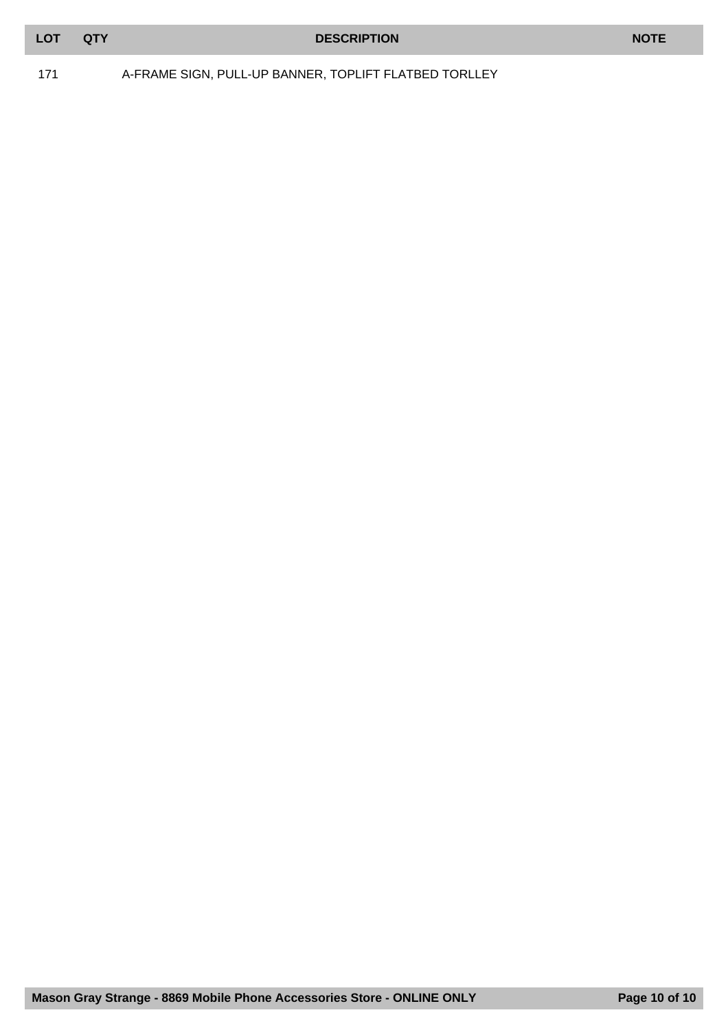| LOT | QTY | DESCRIPTION | NOTE |
| --- | --- | --- | --- |
| 171 | | A-FRAME SIGN, PULL-UP BANNER, TOPLIFT FLATBED TORLLEY | |